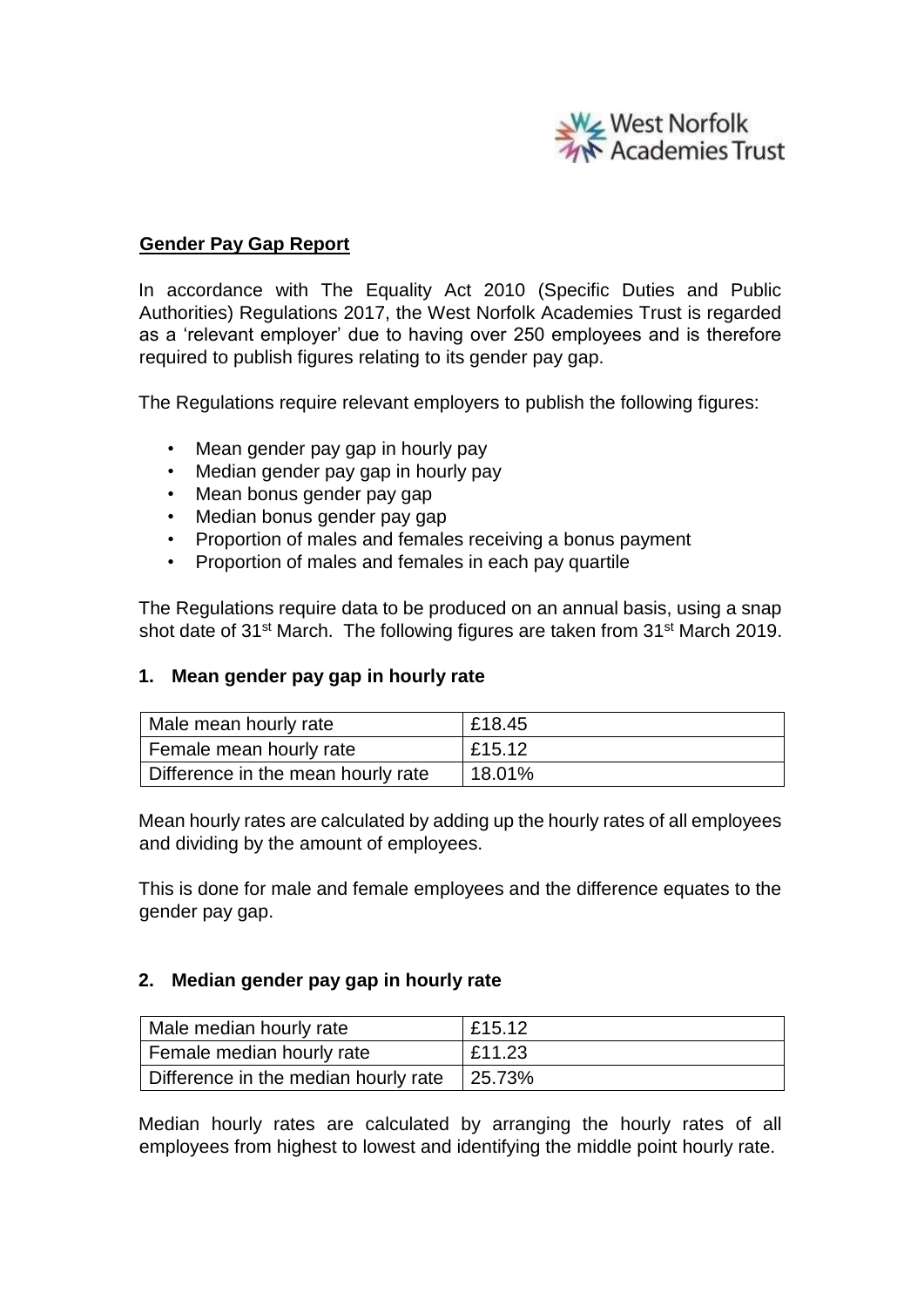West Norfolk Academies Trust

**Gender Pay Gap Report**

In accordance with The Equality Act 2010 (Specific Duties and Public Authorities) Regulations 2017, the West Norfolk Academies Trust is regarded as a 'relevant employer' due to having over 250 employees and is therefore required to publish figures relating to its gender pay gap.

The Regulations require relevant employers to publish the following figures:

- Mean gender pay gap in hourly pay
- Median gender pay gap in hourly pay
- Mean bonus gender pay gap
- Median bonus gender pay gap
- Proportion of males and females receiving a bonus payment
- Proportion of males and females in each pay quartile

The Regulations require data to be produced on an annual basis, using a snap shot date of 31st March. The following figures are taken from 31st March 2019.

## 1. Mean gender pay gap in hourly rate

| Male mean hourly rate | £18.45 |
|---|---|
| Female mean hourly rate | £15.12 |
| Difference in the mean hourly rate | 18.01% |

Mean hourly rates are calculated by adding up the hourly rates of all employees and dividing by the amount of employees.

This is done for male and female employees and the difference equates to the gender pay gap.

## 2. Median gender pay gap in hourly rate

| Male median hourly rate | £15.12 |
|---|---|
| Female median hourly rate | £11.23 |
| Difference in the median hourly rate | 25.73% |

Median hourly rates are calculated by arranging the hourly rates of all employees from highest to lowest and identifying the middle point hourly rate.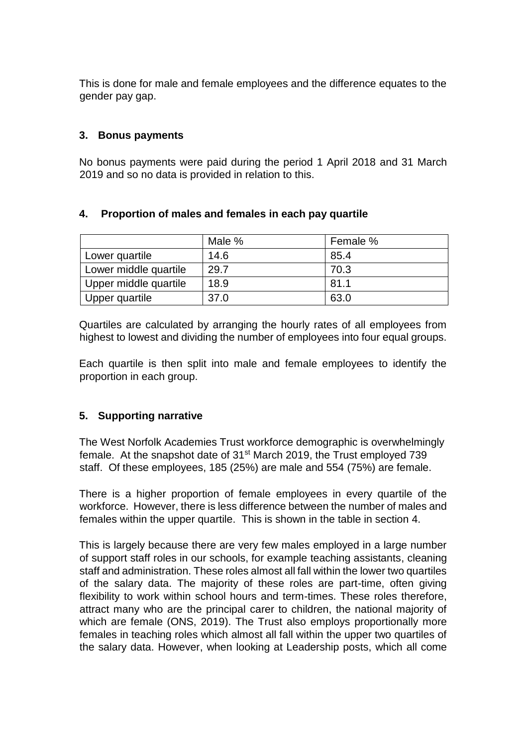This is done for male and female employees and the difference equates to the gender pay gap.

### 3. Bonus payments

No bonus payments were paid during the period 1 April 2018 and 31 March 2019 and so no data is provided in relation to this.

### 4. Proportion of males and females in each pay quartile

| | Male % | Female % |
|---|---|---|
| Lower quartile | 14.6 | 85.4 |
| Lower middle quartile | 29.7 | 70.3 |
| Upper middle quartile | 18.9 | 81.1 |
| Upper quartile | 37.0 | 63.0 |

Quartiles are calculated by arranging the hourly rates of all employees from highest to lowest and dividing the number of employees into four equal groups.

Each quartile is then split into male and female employees to identify the proportion in each group.

### 5. Supporting narrative

The West Norfolk Academies Trust workforce demographic is overwhelmingly female. At the snapshot date of 31st March 2019, the Trust employed 739 staff. Of these employees, 185 (25%) are male and 554 (75%) are female.

There is a higher proportion of female employees in every quartile of the workforce. However, there is less difference between the number of males and females within the upper quartile. This is shown in the table in section 4.

This is largely because there are very few males employed in a large number of support staff roles in our schools, for example teaching assistants, cleaning staff and administration. These roles almost all fall within the lower two quartiles of the salary data. The majority of these roles are part-time, often giving flexibility to work within school hours and term-times. These roles therefore, attract many who are the principal carer to children, the national majority of which are female (ONS, 2019). The Trust also employs proportionally more females in teaching roles which almost all fall within the upper two quartiles of the salary data. However, when looking at Leadership posts, which all come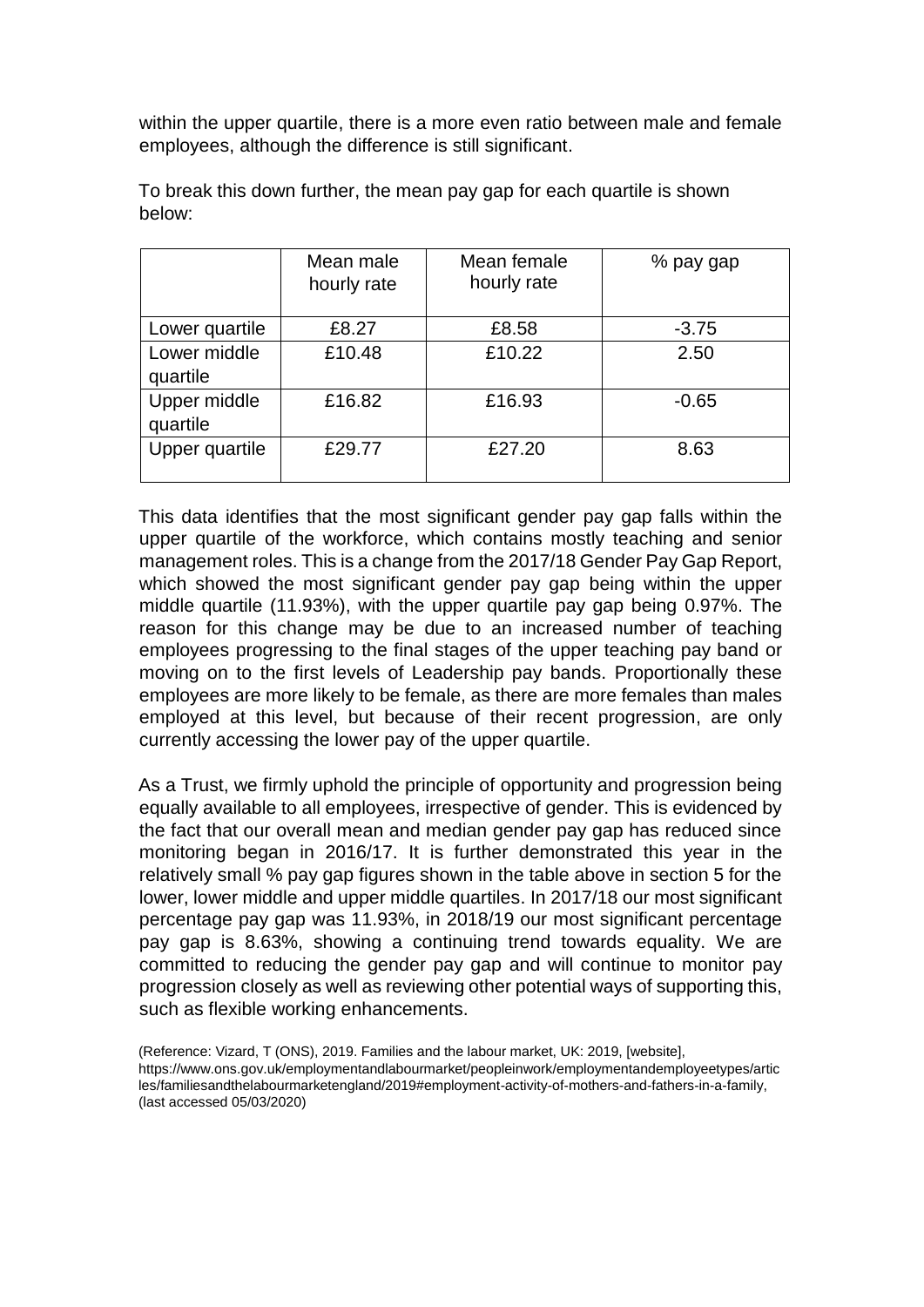within the upper quartile, there is a more even ratio between male and female employees, although the difference is still significant.

To break this down further, the mean pay gap for each quartile is shown below:

| | Mean male hourly rate | Mean female hourly rate | % pay gap |
|---|---|---|---|
| Lower quartile | £8.27 | £8.58 | -3.75 |
| Lower middle quartile | £10.48 | £10.22 | 2.50 |
| Upper middle quartile | £16.82 | £16.93 | -0.65 |
| Upper quartile | £29.77 | £27.20 | 8.63 |

This data identifies that the most significant gender pay gap falls within the upper quartile of the workforce, which contains mostly teaching and senior management roles. This is a change from the 2017/18 Gender Pay Gap Report, which showed the most significant gender pay gap being within the upper middle quartile (11.93%), with the upper quartile pay gap being 0.97%. The reason for this change may be due to an increased number of teaching employees progressing to the final stages of the upper teaching pay band or moving on to the first levels of Leadership pay bands. Proportionally these employees are more likely to be female, as there are more females than males employed at this level, but because of their recent progression, are only currently accessing the lower pay of the upper quartile.

As a Trust, we firmly uphold the principle of opportunity and progression being equally available to all employees, irrespective of gender. This is evidenced by the fact that our overall mean and median gender pay gap has reduced since monitoring began in 2016/17. It is further demonstrated this year in the relatively small % pay gap figures shown in the table above in section 5 for the lower, lower middle and upper middle quartiles. In 2017/18 our most significant percentage pay gap was 11.93%, in 2018/19 our most significant percentage pay gap is 8.63%, showing a continuing trend towards equality. We are committed to reducing the gender pay gap and will continue to monitor pay progression closely as well as reviewing other potential ways of supporting this, such as flexible working enhancements.

(Reference: Vizard, T (ONS), 2019. Families and the labour market, UK: 2019, [website], https://www.ons.gov.uk/employmentandlabourmarket/peopleinwork/employmentandemployeetypes/articles/familiesandthelabourmarketengland/2019#employment-activity-of-mothers-and-fathers-in-a-family, (last accessed 05/03/2020)